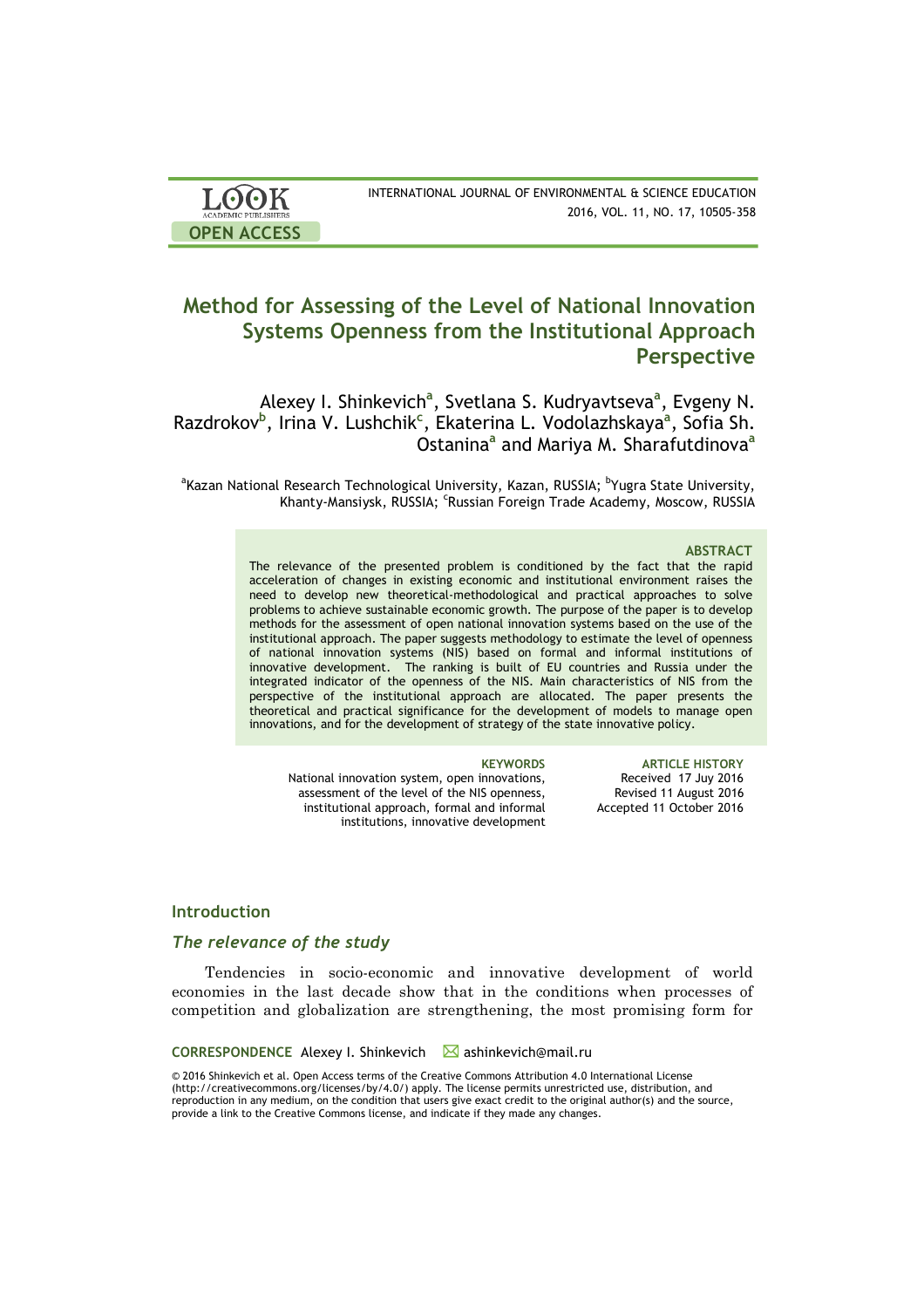OPEN ACCESS

# Method for Assessing of the Level of National Innovation Systems Openness from the Institutional Approach Perspective

Alexey I. Shinkevich[a], Svetlana S. Kudryavtseva[a], Evgeny N. Razdrokov[b], Irina V. Lushchik[c], Ekaterina L. Vodolazhskaya[a], Sofia Sh. Ostanina[a] and Mariya M. Sharafutdinova[a]

[a]Kazan National Research Technological University, Kazan, RUSSIA; [b]Yugra State University, Khanty-Mansiysk, RUSSIA; [c]Russian Foreign Trade Academy, Moscow, RUSSIA

### ABSTRACT

The relevance of the presented problem is conditioned by the fact that the rapid acceleration of changes in existing economic and institutional environment raises the need to develop new theoretical-methodological and practical approaches to solve problems to achieve sustainable economic growth. The purpose of the paper is to develop methods for the assessment of open national innovation systems based on the use of the institutional approach. The paper suggests methodology to estimate the level of openness of national innovation systems (NIS) based on formal and informal institutions of innovative development. The ranking is built of EU countries and Russia under the integrated indicator of the openness of the NIS. Main characteristics of NIS from the perspective of the institutional approach are allocated. The paper presents the theoretical and practical significance for the development of models to manage open innovations, and for the development of strategy of the state innovative policy.

**KEYWORDS**
National innovation system, open innovations, assessment of the level of the NIS openness, institutional approach, formal and informal institutions, innovative development

**ARTICLE HISTORY**
Received 17 Juy 2016
Revised 11 August 2016
Accepted 11 October 2016

## Introduction

### *The relevance of the study*

Tendencies in socio-economic and innovative development of world economies in the last decade show that in the conditions when processes of competition and globalization are strengthening, the most promising form for

**CORRESPONDENCE** Alexey I. Shinkevich ✉ ashinkevich@mail.ru

© 2016 Shinkevich et al. Open Access terms of the Creative Commons Attribution 4.0 International License (http://creativecommons.org/licenses/by/4.0/) apply. The license permits unrestricted use, distribution, and reproduction in any medium, on the condition that users give exact credit to the original author(s) and the source, provide a link to the Creative Commons license, and indicate if they made any changes.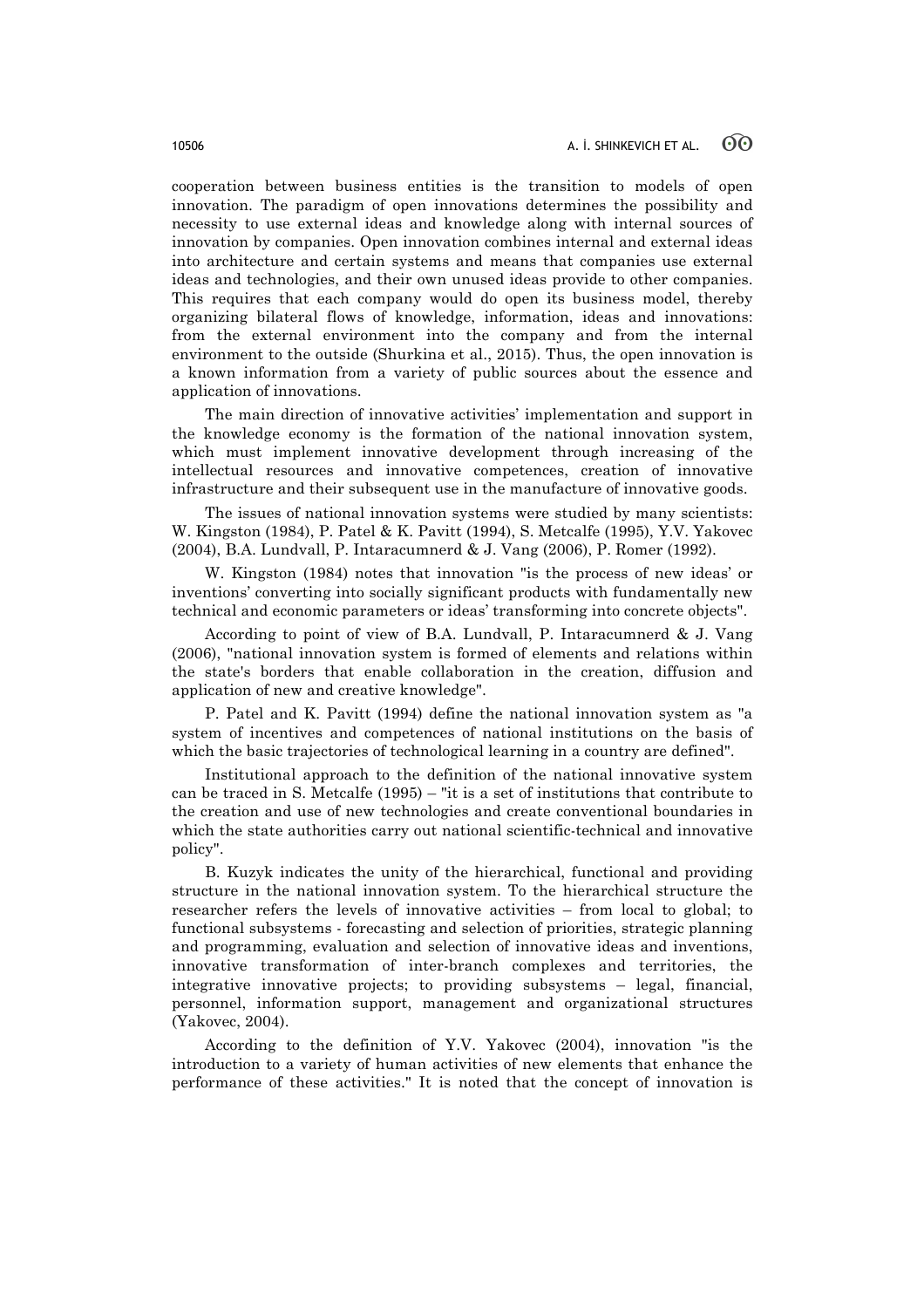cooperation between business entities is the transition to models of open innovation. The paradigm of open innovations determines the possibility and necessity to use external ideas and knowledge along with internal sources of innovation by companies. Open innovation combines internal and external ideas into architecture and certain systems and means that companies use external ideas and technologies, and their own unused ideas provide to other companies. This requires that each company would do open its business model, thereby organizing bilateral flows of knowledge, information, ideas and innovations: from the external environment into the company and from the internal environment to the outside (Shurkina et al., 2015). Thus, the open innovation is a known information from a variety of public sources about the essence and application of innovations.

The main direction of innovative activities' implementation and support in the knowledge economy is the formation of the national innovation system, which must implement innovative development through increasing of the intellectual resources and innovative competences, creation of innovative infrastructure and their subsequent use in the manufacture of innovative goods.

The issues of national innovation systems were studied by many scientists: W. Kingston (1984), P. Patel & K. Pavitt (1994), S. Metcalfe (1995), Y.V. Yakovec (2004), B.A. Lundvall, P. Intaracumnerd & J. Vang (2006), P. Romer (1992).

W. Kingston (1984) notes that innovation "is the process of new ideas' or inventions' converting into socially significant products with fundamentally new technical and economic parameters or ideas' transforming into concrete objects".

According to point of view of B.A. Lundvall, P. Intaracumnerd & J. Vang (2006), "national innovation system is formed of elements and relations within the state's borders that enable collaboration in the creation, diffusion and application of new and creative knowledge".

P. Patel and K. Pavitt (1994) define the national innovation system as "a system of incentives and competences of national institutions on the basis of which the basic trajectories of technological learning in a country are defined".

Institutional approach to the definition of the national innovative system can be traced in S. Metcalfe (1995) – "it is a set of institutions that contribute to the creation and use of new technologies and create conventional boundaries in which the state authorities carry out national scientific-technical and innovative policy".

B. Kuzyk indicates the unity of the hierarchical, functional and providing structure in the national innovation system. To the hierarchical structure the researcher refers the levels of innovative activities – from local to global; to functional subsystems - forecasting and selection of priorities, strategic planning and programming, evaluation and selection of innovative ideas and inventions, innovative transformation of inter-branch complexes and territories, the integrative innovative projects; to providing subsystems – legal, financial, personnel, information support, management and organizational structures (Yakovec, 2004).

According to the definition of Y.V. Yakovec (2004), innovation "is the introduction to a variety of human activities of new elements that enhance the performance of these activities." It is noted that the concept of innovation is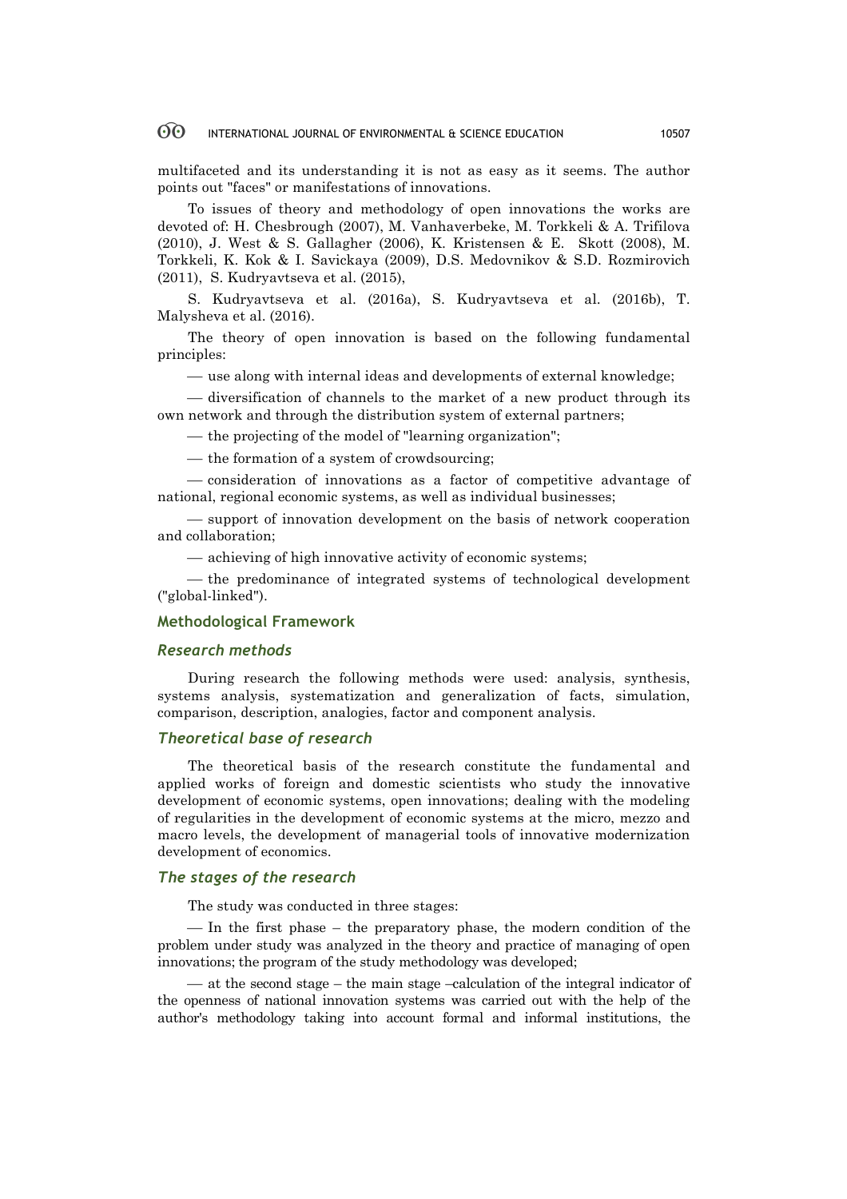multifaceted and its understanding it is not as easy as it seems. The author points out "faces" or manifestations of innovations.

To issues of theory and methodology of open innovations the works are devoted of: H. Chesbrough (2007), M. Vanhaverbeke, M. Torkkeli & A. Trifilova (2010), J. West & S. Gallagher (2006), K. Kristensen & E. Skott (2008), M. Torkkeli, K. Kok & I. Savickaya (2009), D.S. Medovnikov & S.D. Rozmirovich (2011), S. Kudryavtseva et al. (2015),

S. Kudryavtseva et al. (2016a), S. Kudryavtseva et al. (2016b), T. Malysheva et al. (2016).

The theory of open innovation is based on the following fundamental principles:

— use along with internal ideas and developments of external knowledge;

— diversification of channels to the market of a new product through its own network and through the distribution system of external partners;

— the projecting of the model of "learning organization";

— the formation of a system of crowdsourcing;

— consideration of innovations as a factor of competitive advantage of national, regional economic systems, as well as individual businesses;

— support of innovation development on the basis of network cooperation and collaboration;

— achieving of high innovative activity of economic systems;

— the predominance of integrated systems of technological development ("global-linked").

## Methodological Framework

### *Research methods*

During research the following methods were used: analysis, synthesis, systems analysis, systematization and generalization of facts, simulation, comparison, description, analogies, factor and component analysis.

### *Theoretical base of research*

The theoretical basis of the research constitute the fundamental and applied works of foreign and domestic scientists who study the innovative development of economic systems, open innovations; dealing with the modeling of regularities in the development of economic systems at the micro, mezzo and macro levels, the development of managerial tools of innovative modernization development of economics.

### *The stages of the research*

The study was conducted in three stages:

— In the first phase – the preparatory phase, the modern condition of the problem under study was analyzed in the theory and practice of managing of open innovations; the program of the study methodology was developed;

— at the second stage – the main stage –calculation of the integral indicator of the openness of national innovation systems was carried out with the help of the author's methodology taking into account formal and informal institutions, the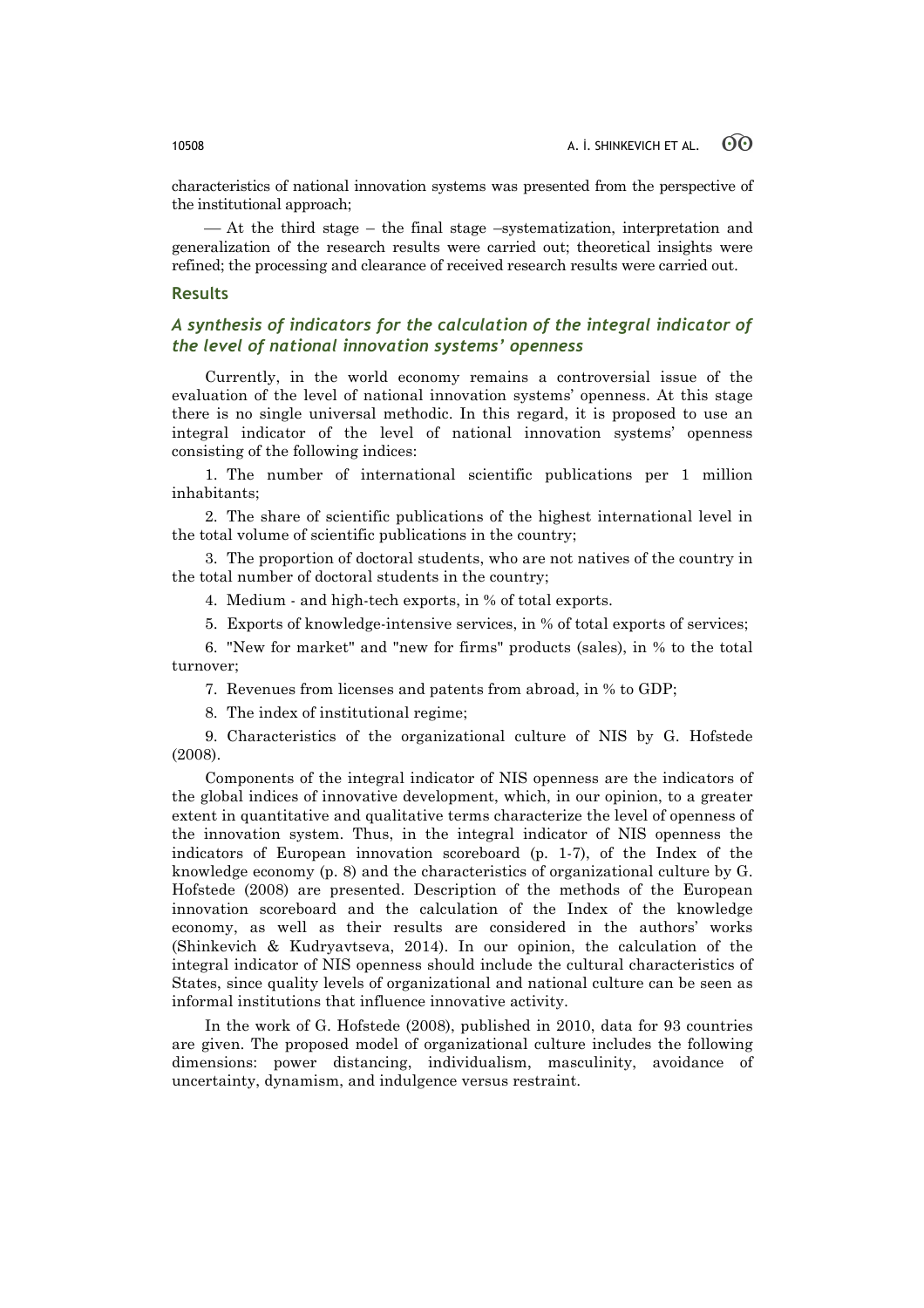characteristics of national innovation systems was presented from the perspective of the institutional approach;

— At the third stage – the final stage –systematization, interpretation and generalization of the research results were carried out; theoretical insights were refined; the processing and clearance of received research results were carried out.

## Results

### *A synthesis of indicators for the calculation of the integral indicator of the level of national innovation systems' openness*

Currently, in the world economy remains a controversial issue of the evaluation of the level of national innovation systems' openness. At this stage there is no single universal methodic. In this regard, it is proposed to use an integral indicator of the level of national innovation systems' openness consisting of the following indices:

1. The number of international scientific publications per 1 million inhabitants;
2. The share of scientific publications of the highest international level in the total volume of scientific publications in the country;
3. The proportion of doctoral students, who are not natives of the country in the total number of doctoral students in the country;
4. Medium - and high-tech exports, in % of total exports.
5. Exports of knowledge-intensive services, in % of total exports of services;
6. "New for market" and "new for firms" products (sales), in % to the total turnover;
7. Revenues from licenses and patents from abroad, in % to GDP;
8. The index of institutional regime;
9. Characteristics of the organizational culture of NIS by G. Hofstede (2008).

Components of the integral indicator of NIS openness are the indicators of the global indices of innovative development, which, in our opinion, to a greater extent in quantitative and qualitative terms characterize the level of openness of the innovation system. Thus, in the integral indicator of NIS openness the indicators of European innovation scoreboard (p. 1-7), of the Index of the knowledge economy (p. 8) and the characteristics of organizational culture by G. Hofstede (2008) are presented. Description of the methods of the European innovation scoreboard and the calculation of the Index of the knowledge economy, as well as their results are considered in the authors' works (Shinkevich & Kudryavtseva, 2014). In our opinion, the calculation of the integral indicator of NIS openness should include the cultural characteristics of States, since quality levels of organizational and national culture can be seen as informal institutions that influence innovative activity.

In the work of G. Hofstede (2008), published in 2010, data for 93 countries are given. The proposed model of organizational culture includes the following dimensions: power distancing, individualism, masculinity, avoidance of uncertainty, dynamism, and indulgence versus restraint.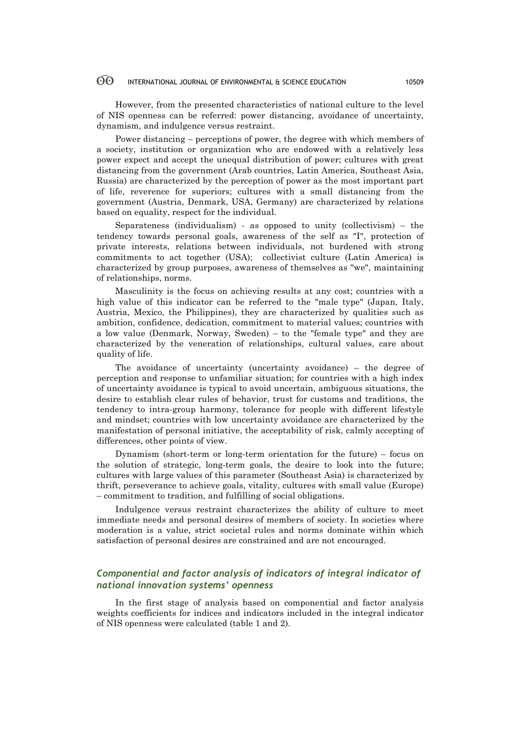However, from the presented characteristics of national culture to the level of NIS openness can be referred: power distancing, avoidance of uncertainty, dynamism, and indulgence versus restraint.

Power distancing – perceptions of power, the degree with which members of a society, institution or organization who are endowed with a relatively less power expect and accept the unequal distribution of power; cultures with great distancing from the government (Arab countries, Latin America, Southeast Asia, Russia) are characterized by the perception of power as the most important part of life, reverence for superiors; cultures with a small distancing from the government (Austria, Denmark, USA, Germany) are characterized by relations based on equality, respect for the individual.

Separateness (individualism) - as opposed to unity (collectivism) – the tendency towards personal goals, awareness of the self as "I", protection of private interests, relations between individuals, not burdened with strong commitments to act together (USA); collectivist culture (Latin America) is characterized by group purposes, awareness of themselves as "we", maintaining of relationships, norms.

Masculinity is the focus on achieving results at any cost; countries with a high value of this indicator can be referred to the "male type" (Japan, Italy, Austria, Mexico, the Philippines), they are characterized by qualities such as ambition, confidence, dedication, commitment to material values; countries with a low value (Denmark, Norway, Sweden) – to the "female type" and they are characterized by the veneration of relationships, cultural values, care about quality of life.

The avoidance of uncertainty (uncertainty avoidance) – the degree of perception and response to unfamiliar situation; for countries with a high index of uncertainty avoidance is typical to avoid uncertain, ambiguous situations, the desire to establish clear rules of behavior, trust for customs and traditions, the tendency to intra-group harmony, tolerance for people with different lifestyle and mindset; countries with low uncertainty avoidance are characterized by the manifestation of personal initiative, the acceptability of risk, calmly accepting of differences, other points of view.

Dynamism (short-term or long-term orientation for the future) – focus on the solution of strategic, long-term goals, the desire to look into the future; cultures with large values of this parameter (Southeast Asia) is characterized by thrift, perseverance to achieve goals, vitality, cultures with small value (Europe) – commitment to tradition, and fulfilling of social obligations.

Indulgence versus restraint characterizes the ability of culture to meet immediate needs and personal desires of members of society. In societies where moderation is a value, strict societal rules and norms dominate within which satisfaction of personal desires are constrained and are not encouraged.

### *Componential and factor analysis of indicators of integral indicator of national innovation systems' openness*

In the first stage of analysis based on componential and factor analysis weights coefficients for indices and indicators included in the integral indicator of NIS openness were calculated (table 1 and 2).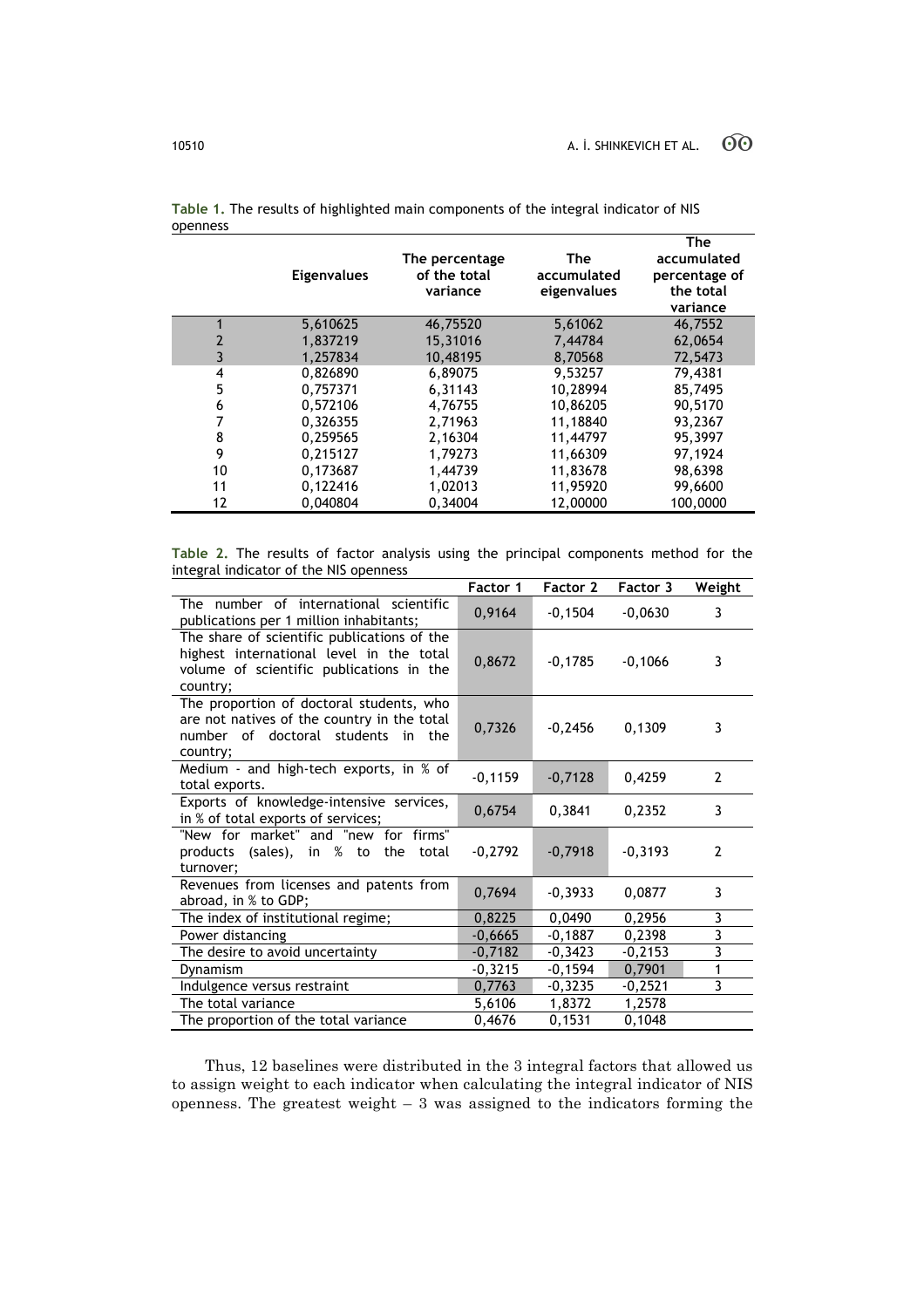**Table 1.** The results of highlighted main components of the integral indicator of NIS openness

| | Eigenvalues | The percentage of the total variance | The accumulated eigenvalues | The accumulated percentage of the total variance |
|---|---|---|---|---|
| 1 | 5,610625 | 46,75520 | 5,61062 | 46,7552 |
| 2 | 1,837219 | 15,31016 | 7,44784 | 62,0654 |
| 3 | 1,257834 | 10,48195 | 8,70568 | 72,5473 |
| 4 | 0,826890 | 6,89075 | 9,53257 | 79,4381 |
| 5 | 0,757371 | 6,31143 | 10,28994 | 85,7495 |
| 6 | 0,572106 | 4,76755 | 10,86205 | 90,5170 |
| 7 | 0,326355 | 2,71963 | 11,18840 | 93,2367 |
| 8 | 0,259565 | 2,16304 | 11,44797 | 95,3997 |
| 9 | 0,215127 | 1,79273 | 11,66309 | 97,1924 |
| 10 | 0,173687 | 1,44739 | 11,83678 | 98,6398 |
| 11 | 0,122416 | 1,02013 | 11,95920 | 99,6600 |
| 12 | 0,040804 | 0,34004 | 12,00000 | 100,0000 |

**Table 2.** The results of factor analysis using the principal components method for the integral indicator of the NIS openness

| | Factor 1 | Factor 2 | Factor 3 | Weight |
|---|---|---|---|---|
| The number of international scientific publications per 1 million inhabitants; | 0,9164 | -0,1504 | -0,0630 | 3 |
| The share of scientific publications of the highest international level in the total volume of scientific publications in the country; | 0,8672 | -0,1785 | -0,1066 | 3 |
| The proportion of doctoral students, who are not natives of the country in the total number of doctoral students in the country; | 0,7326 | -0,2456 | 0,1309 | 3 |
| Medium - and high-tech exports, in % of total exports. | -0,1159 | -0,7128 | 0,4259 | 2 |
| Exports of knowledge-intensive services, in % of total exports of services; | 0,6754 | 0,3841 | 0,2352 | 3 |
| "New for market" and "new for firms" products (sales), in % to the total turnover; | -0,2792 | -0,7918 | -0,3193 | 2 |
| Revenues from licenses and patents from abroad, in % to GDP; | 0,7694 | -0,3933 | 0,0877 | 3 |
| The index of institutional regime; | 0,8225 | 0,0490 | 0,2956 | 3 |
| Power distancing | -0,6665 | -0,1887 | 0,2398 | 3 |
| The desire to avoid uncertainty | -0,7182 | -0,3423 | -0,2153 | 3 |
| Dynamism | -0,3215 | -0,1594 | 0,7901 | 1 |
| Indulgence versus restraint | 0,7763 | -0,3235 | -0,2521 | 3 |
| The total variance | 5,6106 | 1,8372 | 1,2578 | |
| The proportion of the total variance | 0,4676 | 0,1531 | 0,1048 | |

Thus, 12 baselines were distributed in the 3 integral factors that allowed us to assign weight to each indicator when calculating the integral indicator of NIS openness. The greatest weight – 3 was assigned to the indicators forming the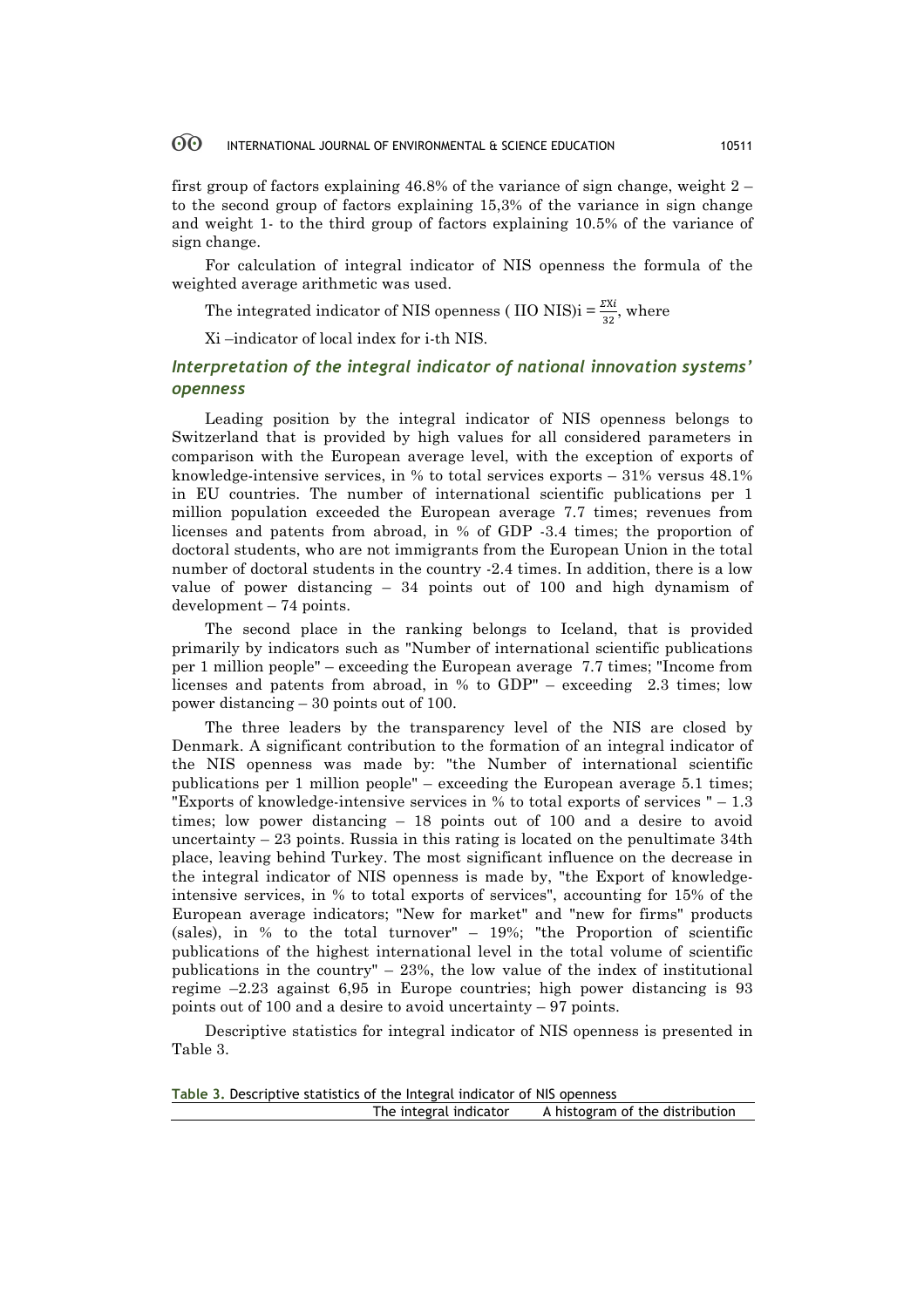first group of factors explaining 46.8% of the variance of sign change, weight 2 – to the second group of factors explaining 15,3% of the variance in sign change and weight 1- to the third group of factors explaining 10.5% of the variance of sign change.

For calculation of integral indicator of NIS openness the formula of the weighted average arithmetic was used.

The integrated indicator of NIS openness ( IIO NIS)i = $\frac{\Sigma Xi}{32}$, where

Xi –indicator of local index for i-th NIS.

### *Interpretation of the integral indicator of national innovation systems' openness*

Leading position by the integral indicator of NIS openness belongs to Switzerland that is provided by high values for all considered parameters in comparison with the European average level, with the exception of exports of knowledge-intensive services, in % to total services exports – 31% versus 48.1% in EU countries. The number of international scientific publications per 1 million population exceeded the European average 7.7 times; revenues from licenses and patents from abroad, in % of GDP -3.4 times; the proportion of doctoral students, who are not immigrants from the European Union in the total number of doctoral students in the country -2.4 times. In addition, there is a low value of power distancing – 34 points out of 100 and high dynamism of development – 74 points.

The second place in the ranking belongs to Iceland, that is provided primarily by indicators such as "Number of international scientific publications per 1 million people" – exceeding the European average 7.7 times; "Income from licenses and patents from abroad, in % to GDP" – exceeding 2.3 times; low power distancing – 30 points out of 100.

The three leaders by the transparency level of the NIS are closed by Denmark. A significant contribution to the formation of an integral indicator of the NIS openness was made by: "the Number of international scientific publications per 1 million people" – exceeding the European average 5.1 times; "Exports of knowledge-intensive services in % to total exports of services " – 1.3 times; low power distancing – 18 points out of 100 and a desire to avoid uncertainty – 23 points. Russia in this rating is located on the penultimate 34th place, leaving behind Turkey. The most significant influence on the decrease in the integral indicator of NIS openness is made by, "the Export of knowledge-intensive services, in % to total exports of services", accounting for 15% of the European average indicators; "New for market" and "new for firms" products (sales), in % to the total turnover" – 19%; "the Proportion of scientific publications of the highest international level in the total volume of scientific publications in the country" – 23%, the low value of the index of institutional regime –2.23 against 6,95 in Europe countries; high power distancing is 93 points out of 100 and a desire to avoid uncertainty – 97 points.

Descriptive statistics for integral indicator of NIS openness is presented in Table 3.

**Table 3.** Descriptive statistics of the Integral indicator of NIS openness

| | The integral indicator | A histogram of the distribution |
|---|---|---|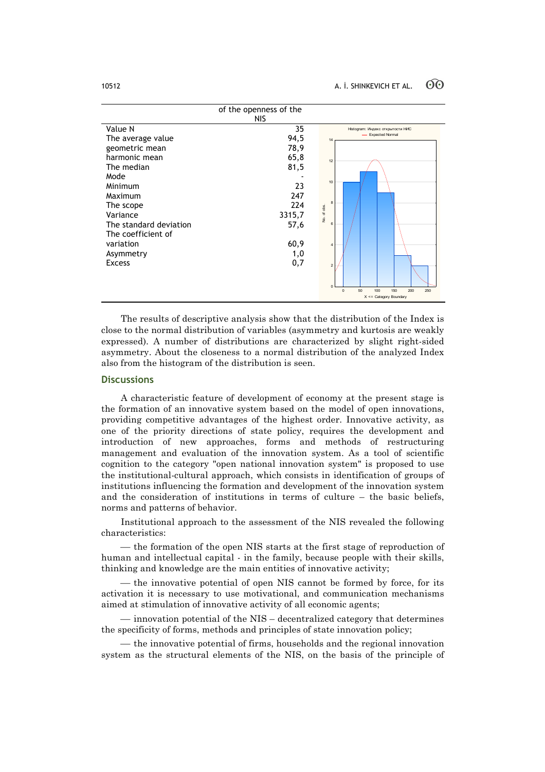| | of the openness of the NIS |
|---|---|
| Value N | 35 |
| The average value | 94,5 |
| geometric mean | 78,9 |
| harmonic mean | 65,8 |
| The median | 81,5 |
| Mode | - |
| Minimum | 23 |
| Maximum | 247 |
| The scope | 224 |
| Variance | 3315,7 |
| The standard deviation | 57,6 |
| The coefficient of variation | 60,9 |
| Asymmetry | 1,0 |
| Excess | 0,7 |

The results of descriptive analysis show that the distribution of the Index is close to the normal distribution of variables (asymmetry and kurtosis are weakly expressed). A number of distributions are characterized by slight right-sided asymmetry. About the closeness to a normal distribution of the analyzed Index also from the histogram of the distribution is seen.

## Discussions

A characteristic feature of development of economy at the present stage is the formation of an innovative system based on the model of open innovations, providing competitive advantages of the highest order. Innovative activity, as one of the priority directions of state policy, requires the development and introduction of new approaches, forms and methods of restructuring management and evaluation of the innovation system. As a tool of scientific cognition to the category "open national innovation system" is proposed to use the institutional-cultural approach, which consists in identification of groups of institutions influencing the formation and development of the innovation system and the consideration of institutions in terms of culture – the basic beliefs, norms and patterns of behavior.

Institutional approach to the assessment of the NIS revealed the following characteristics:

— the formation of the open NIS starts at the first stage of reproduction of human and intellectual capital - in the family, because people with their skills, thinking and knowledge are the main entities of innovative activity;

— the innovative potential of open NIS cannot be formed by force, for its activation it is necessary to use motivational, and communication mechanisms aimed at stimulation of innovative activity of all economic agents;

— innovation potential of the NIS – decentralized category that determines the specificity of forms, methods and principles of state innovation policy;

— the innovative potential of firms, households and the regional innovation system as the structural elements of the NIS, on the basis of the principle of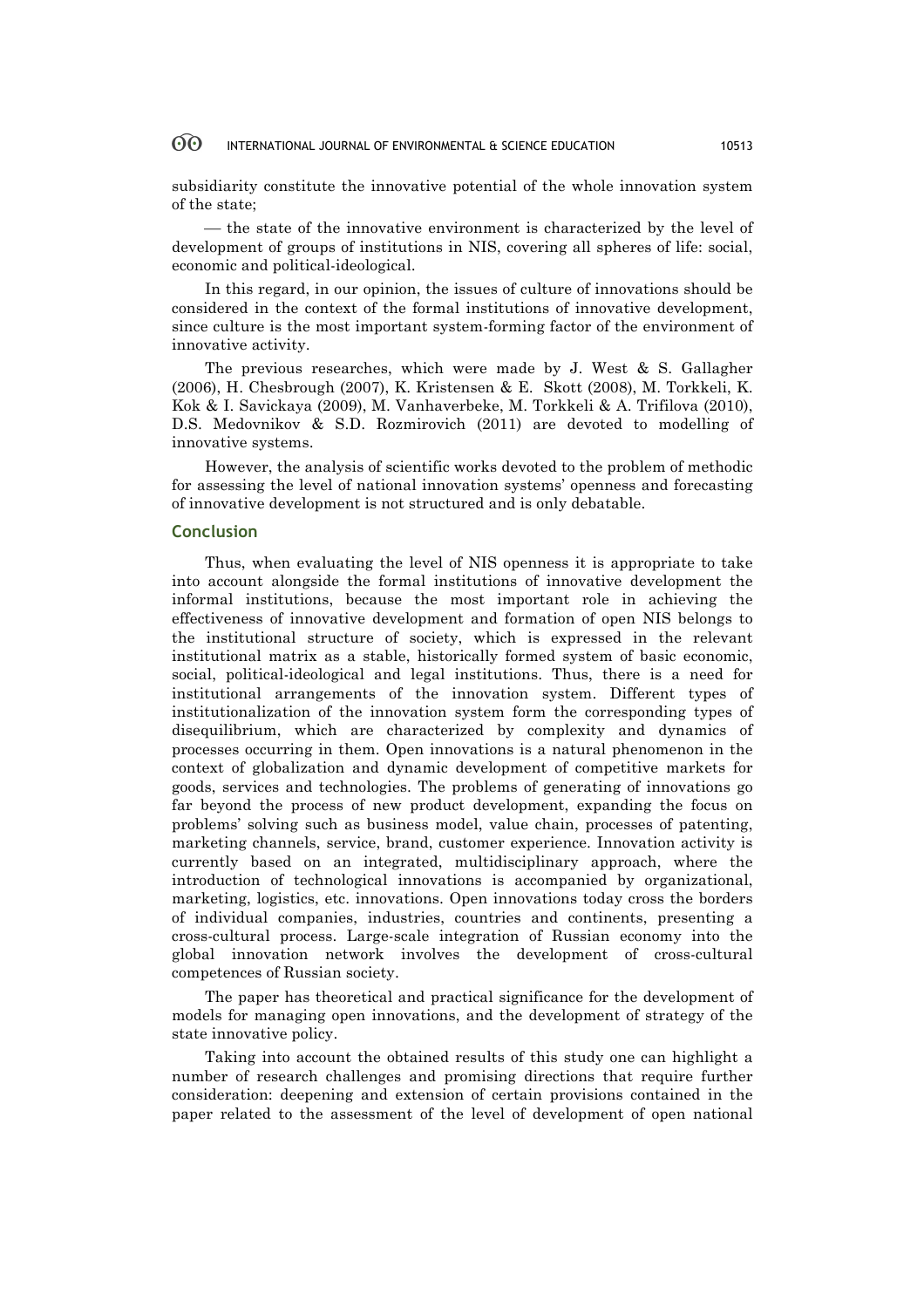subsidiarity constitute the innovative potential of the whole innovation system of the state;

— the state of the innovative environment is characterized by the level of development of groups of institutions in NIS, covering all spheres of life: social, economic and political-ideological.

In this regard, in our opinion, the issues of culture of innovations should be considered in the context of the formal institutions of innovative development, since culture is the most important system-forming factor of the environment of innovative activity.

The previous researches, which were made by J. West & S. Gallagher (2006), H. Chesbrough (2007), K. Kristensen & E. Skott (2008), M. Torkkeli, K. Kok & I. Savickaya (2009), M. Vanhaverbeke, M. Torkkeli & A. Trifilova (2010), D.S. Medovnikov & S.D. Rozmirovich (2011) are devoted to modelling of innovative systems.

However, the analysis of scientific works devoted to the problem of methodic for assessing the level of national innovation systems' openness and forecasting of innovative development is not structured and is only debatable.

## Conclusion

Thus, when evaluating the level of NIS openness it is appropriate to take into account alongside the formal institutions of innovative development the informal institutions, because the most important role in achieving the effectiveness of innovative development and formation of open NIS belongs to the institutional structure of society, which is expressed in the relevant institutional matrix as a stable, historically formed system of basic economic, social, political-ideological and legal institutions. Thus, there is a need for institutional arrangements of the innovation system. Different types of institutionalization of the innovation system form the corresponding types of disequilibrium, which are characterized by complexity and dynamics of processes occurring in them. Open innovations is a natural phenomenon in the context of globalization and dynamic development of competitive markets for goods, services and technologies. The problems of generating of innovations go far beyond the process of new product development, expanding the focus on problems' solving such as business model, value chain, processes of patenting, marketing channels, service, brand, customer experience. Innovation activity is currently based on an integrated, multidisciplinary approach, where the introduction of technological innovations is accompanied by organizational, marketing, logistics, etc. innovations. Open innovations today cross the borders of individual companies, industries, countries and continents, presenting a cross-cultural process. Large-scale integration of Russian economy into the global innovation network involves the development of cross-cultural competences of Russian society.

The paper has theoretical and practical significance for the development of models for managing open innovations, and the development of strategy of the state innovative policy.

Taking into account the obtained results of this study one can highlight a number of research challenges and promising directions that require further consideration: deepening and extension of certain provisions contained in the paper related to the assessment of the level of development of open national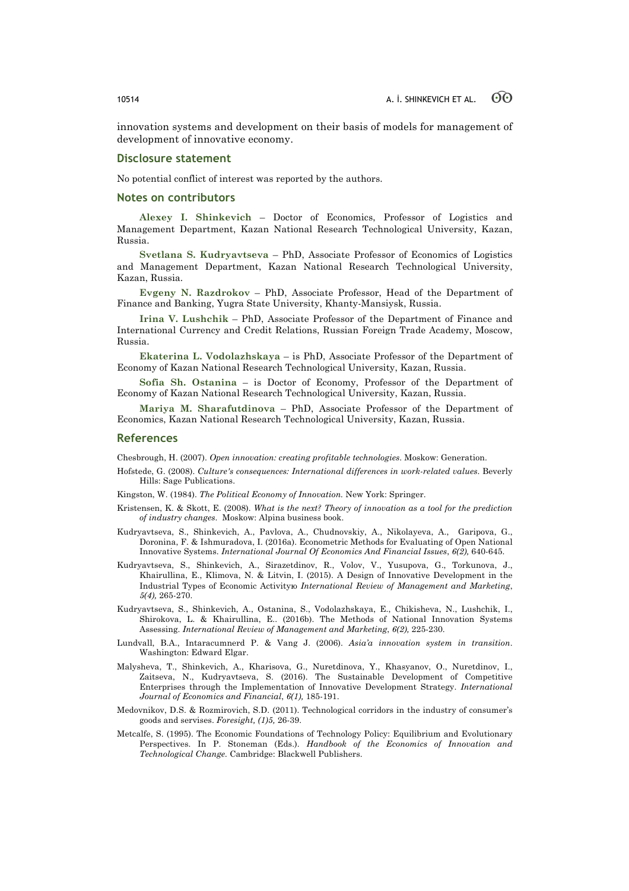innovation systems and development on their basis of models for management of development of innovative economy.

## Disclosure statement

No potential conflict of interest was reported by the authors.

## Notes on contributors

**Alexey I. Shinkevich** – Doctor of Economics, Professor of Logistics and Management Department, Kazan National Research Technological University, Kazan, Russia.

**Svetlana S. Kudryavtseva** – PhD, Associate Professor of Economics of Logistics and Management Department, Kazan National Research Technological University, Kazan, Russia.

**Evgeny N. Razdrokov** – PhD, Associate Professor, Head of the Department of Finance and Banking, Yugra State University, Khanty-Mansiysk, Russia.

**Irina V. Lushchik** – PhD, Associate Professor of the Department of Finance and International Currency and Credit Relations, Russian Foreign Trade Academy, Moscow, Russia.

**Ekaterina L. Vodolazhskaya** – is PhD, Associate Professor of the Department of Economy of Kazan National Research Technological University, Kazan, Russia.

**Sofia Sh. Ostanina** – is Doctor of Economy, Professor of the Department of Economy of Kazan National Research Technological University, Kazan, Russia.

**Mariya M. Sharafutdinova** – PhD, Associate Professor of the Department of Economics, Kazan National Research Technological University, Kazan, Russia.

## References

Chesbrough, H. (2007). *Open innovation: creating profitable technologies*. Moskow: Generation.

Hofstede, G. (2008). *Culture's consequences: International differences in work-related values*. Beverly Hills: Sage Publications.

Kingston, W. (1984). *The Political Economy of Innovation.* New York: Springer.

Kristensen, K. & Skott, E. (2008). *What is the next? Theory of innovation as a tool for the prediction of industry changes.* Moskow: Alpina business book.

Kudryavtseva, S., Shinkevich, A., Pavlova, A., Chudnovskiy, A., Nikolayeva, A., Garipova, G., Doronina, F. & Ishmuradova, I. (2016a). Econometric Methods for Evaluating of Open National Innovative Systems. *International Journal Of Economics And Financial Issues*, *6(2),* 640-645.

Kudryavtseva, S., Shinkevich, A., Sirazetdinov, R., Volov, V., Yusupova, G., Torkunova, J., Khairullina, E., Klimova, N. & Litvin, I. (2015). A Design of Innovative Development in the Industrial Types of Economic Activityю *International Review of Management and Marketing*, *5(4),* 265-270.

Kudryavtseva, S., Shinkevich, A., Ostanina, S., Vodolazhskaya, E., Chikisheva, N., Lushchik, I., Shirokova, L. & Khairullina, E.. (2016b). The Methods of National Innovation Systems Assessing. *International Review of Management and Marketing*, *6(2),* 225-230.

Lundvall, B.A., Intaracumnerd P. & Vang J. (2006). *Asia'a innovation system in transition*. Washington: Edward Elgar.

Malysheva, T., Shinkevich, A., Kharisova, G., Nuretdinova, Y., Khasyanov, O., Nuretdinov, I., Zaitseva, N., Kudryavtseva, S. (2016). The Sustainable Development of Competitive Enterprises through the Implementation of Innovative Development Strategy. *International Journal of Economics and Financial*, *6(1),* 185-191.

Medovnikov, D.S. & Rozmirovich, S.D. (2011). Technological corridors in the industry of consumer's goods and servises. *Foresight, (1)5,* 26-39.

Metcalfe, S. (1995). The Economic Foundations of Technology Policy: Equilibrium and Evolutionary Perspectives. In P. Stoneman (Eds.). *Handbook of the Economics of Innovation and Technological Change.* Cambridge: Blackwell Publishers.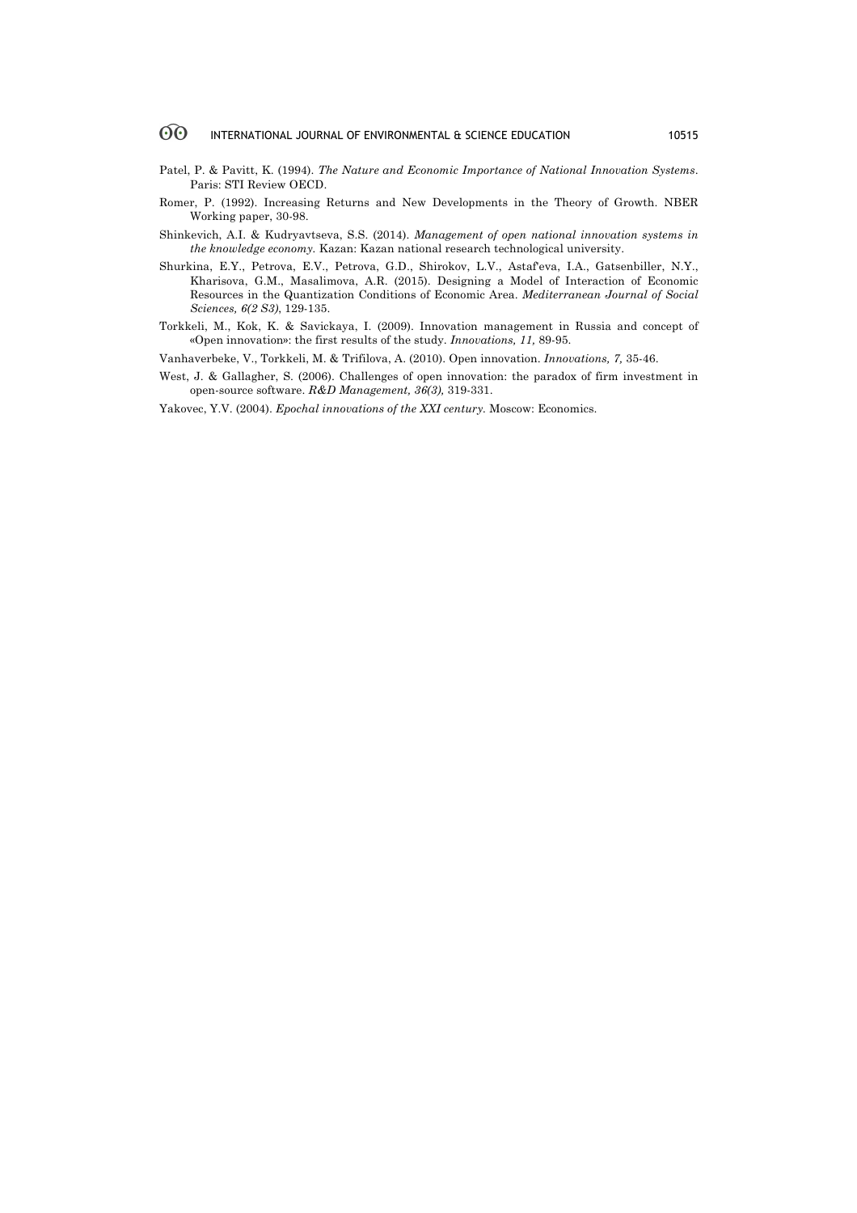Patel, P. & Pavitt, K. (1994). *The Nature and Economic Importance of National Innovation Systems*. Paris: STI Review OECD.

Romer, P. (1992). Increasing Returns and New Developments in the Theory of Growth. NBER Working paper, 30-98.

Shinkevich, A.I. & Kudryavtseva, S.S. (2014). *Management of open national innovation systems in the knowledge economy.* Kazan: Kazan national research technological university.

Shurkina, E.Y., Petrova, E.V., Petrova, G.D., Shirokov, L.V., Astaf'eva, I.A., Gatsenbiller, N.Y., Kharisova, G.M., Masalimova, A.R. (2015). Designing a Model of Interaction of Economic Resources in the Quantization Conditions of Economic Area. *Mediterranean Journal of Social Sciences, 6(2 S3)*, 129-135.

Torkkeli, M., Kok, K. & Savickaya, I. (2009). Innovation management in Russia and concept of «Open innovation»: the first results of the study. *Innovations, 11,* 89-95.

Vanhaverbeke, V., Torkkeli, M. & Trifilova, A. (2010). Open innovation. *Innovations, 7,* 35-46.

West, J. & Gallagher, S. (2006). Challenges of open innovation: the paradox of firm investment in open-source software. *R&D Management, 36(3),* 319-331.

Yakovec, Y.V. (2004). *Epochal innovations of the XXI century.* Moscow: Economics.